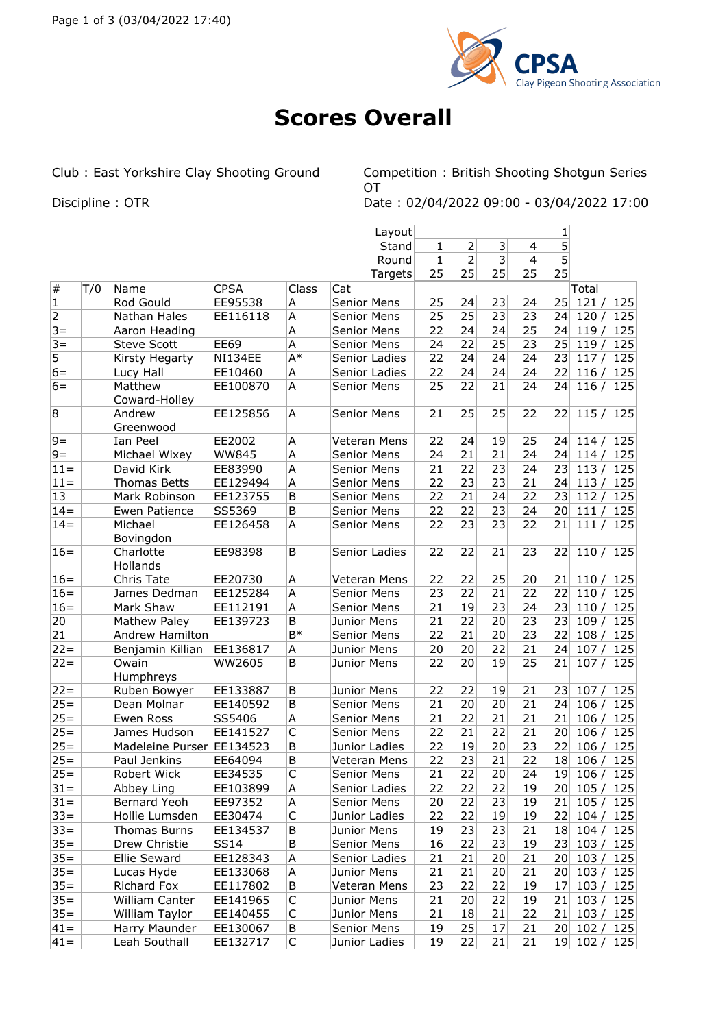# Scores Overall

Club : East Yorkshire Clay Shooting Ground

Discipline : OTR

Competition : British Shooting Shotgun Series OT

Date : 02/04/2022 09:00 - 03/04/2022 17:00

| | | | | | Layout | | | | | 1 | |
|---|---|---|---|---|---|---|---|---|---|---|---|
| | | | | | Stand | 1 | 2 | 3 | 4 | 5 | |
| | | | | | Round | 1 | 2 | 3 | 4 | 5 | |
| | | | | | Targets | 25 | 25 | 25 | 25 | 25 | |
| # | T/0 | Name | CPSA | Class | Cat | | | | | | Total |
| 1 | | Rod Gould | EE95538 | A | Senior Mens | 25 | 24 | 23 | 24 | 25 | 121 / 125 |
| 2 | | Nathan Hales | EE116118 | A | Senior Mens | 25 | 25 | 23 | 23 | 24 | 120 / 125 |
| 3= | | Aaron Heading | | A | Senior Mens | 22 | 24 | 24 | 25 | 24 | 119 / 125 |
| 3= | | Steve Scott | EE69 | A | Senior Mens | 24 | 22 | 25 | 23 | 25 | 119 / 125 |
| 5 | | Kirsty Hegarty | NI134EE | A* | Senior Ladies | 22 | 24 | 24 | 24 | 23 | 117 / 125 |
| 6= | | Lucy Hall | EE10460 | A | Senior Ladies | 22 | 24 | 24 | 24 | 22 | 116 / 125 |
| 6= | | Matthew Coward-Holley | EE100870 | A | Senior Mens | 25 | 22 | 21 | 24 | 24 | 116 / 125 |
| 8 | | Andrew Greenwood | EE125856 | A | Senior Mens | 21 | 25 | 25 | 22 | 22 | 115 / 125 |
| 9= | | Ian Peel | EE2002 | A | Veteran Mens | 22 | 24 | 19 | 25 | 24 | 114 / 125 |
| 9= | | Michael Wixey | WW845 | A | Senior Mens | 24 | 21 | 21 | 24 | 24 | 114 / 125 |
| 11= | | David Kirk | EE83990 | A | Senior Mens | 21 | 22 | 23 | 24 | 23 | 113 / 125 |
| 11= | | Thomas Betts | EE129494 | A | Senior Mens | 22 | 23 | 23 | 21 | 24 | 113 / 125 |
| 13 | | Mark Robinson | EE123755 | B | Senior Mens | 22 | 21 | 24 | 22 | 23 | 112 / 125 |
| 14= | | Ewen Patience | SS5369 | B | Senior Mens | 22 | 22 | 23 | 24 | 20 | 111 / 125 |
| 14= | | Michael Bovingdon | EE126458 | A | Senior Mens | 22 | 23 | 23 | 22 | 21 | 111 / 125 |
| 16= | | Charlotte Hollands | EE98398 | B | Senior Ladies | 22 | 22 | 21 | 23 | 22 | 110 / 125 |
| 16= | | Chris Tate | EE20730 | A | Veteran Mens | 22 | 22 | 25 | 20 | 21 | 110 / 125 |
| 16= | | James Dedman | EE125284 | A | Senior Mens | 23 | 22 | 21 | 22 | 22 | 110 / 125 |
| 16= | | Mark Shaw | EE112191 | A | Senior Mens | 21 | 19 | 23 | 24 | 23 | 110 / 125 |
| 20 | | Mathew Paley | EE139723 | B | Junior Mens | 21 | 22 | 20 | 23 | 23 | 109 / 125 |
| 21 | | Andrew Hamilton | | B* | Senior Mens | 22 | 21 | 20 | 23 | 22 | 108 / 125 |
| 22= | | Benjamin Killian | EE136817 | A | Junior Mens | 20 | 20 | 22 | 21 | 24 | 107 / 125 |
| 22= | | Owain Humphreys | WW2605 | B | Junior Mens | 22 | 20 | 19 | 25 | 21 | 107 / 125 |
| 22= | | Ruben Bowyer | EE133887 | B | Junior Mens | 22 | 22 | 19 | 21 | 23 | 107 / 125 |
| 25= | | Dean Molnar | EE140592 | B | Senior Mens | 21 | 20 | 20 | 21 | 24 | 106 / 125 |
| 25= | | Ewen Ross | SS5406 | A | Senior Mens | 21 | 22 | 21 | 21 | 21 | 106 / 125 |
| 25= | | James Hudson | EE141527 | C | Senior Mens | 22 | 21 | 22 | 21 | 20 | 106 / 125 |
| 25= | | Madeleine Purser | EE134523 | B | Junior Ladies | 22 | 19 | 20 | 23 | 22 | 106 / 125 |
| 25= | | Paul Jenkins | EE64094 | B | Veteran Mens | 22 | 23 | 21 | 22 | 18 | 106 / 125 |
| 25= | | Robert Wick | EE34535 | C | Senior Mens | 21 | 22 | 20 | 24 | 19 | 106 / 125 |
| 31= | | Abbey Ling | EE103899 | A | Senior Ladies | 22 | 22 | 22 | 19 | 20 | 105 / 125 |
| 31= | | Bernard Yeoh | EE97352 | A | Senior Mens | 20 | 22 | 23 | 19 | 21 | 105 / 125 |
| 33= | | Hollie Lumsden | EE30474 | C | Junior Ladies | 22 | 22 | 19 | 19 | 22 | 104 / 125 |
| 33= | | Thomas Burns | EE134537 | B | Junior Mens | 19 | 23 | 23 | 21 | 18 | 104 / 125 |
| 35= | | Drew Christie | SS14 | B | Senior Mens | 16 | 22 | 23 | 19 | 23 | 103 / 125 |
| 35= | | Ellie Seward | EE128343 | A | Senior Ladies | 21 | 21 | 20 | 21 | 20 | 103 / 125 |
| 35= | | Lucas Hyde | EE133068 | A | Junior Mens | 21 | 21 | 20 | 21 | 20 | 103 / 125 |
| 35= | | Richard Fox | EE117802 | B | Veteran Mens | 23 | 22 | 22 | 19 | 17 | 103 / 125 |
| 35= | | William Canter | EE141965 | C | Junior Mens | 21 | 20 | 22 | 19 | 21 | 103 / 125 |
| 35= | | William Taylor | EE140455 | C | Junior Mens | 21 | 18 | 21 | 22 | 21 | 103 / 125 |
| 41= | | Harry Maunder | EE130067 | B | Senior Mens | 19 | 25 | 17 | 21 | 20 | 102 / 125 |
| 41= | | Leah Southall | EE132717 | C | Junior Ladies | 19 | 22 | 21 | 21 | 19 | 102 / 125 |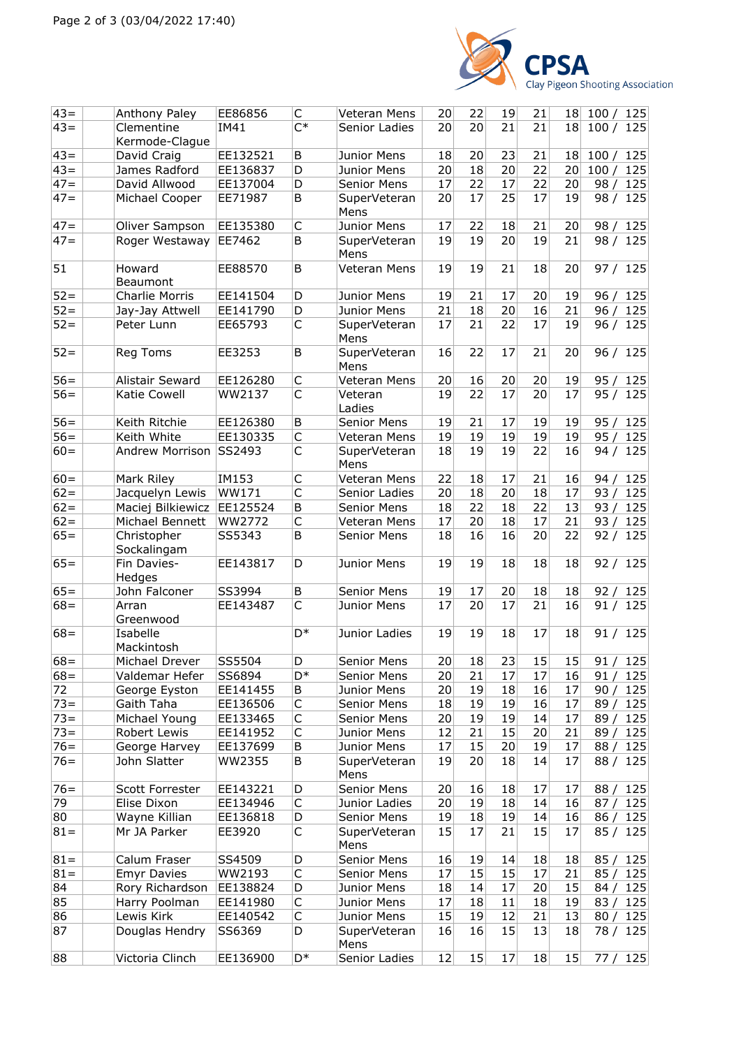| | | | | | | | | | | |
|---|---|---|---|---|---|---|---|---|---|---|
| 43= | | Anthony Paley | EE86856 | C | Veteran Mens | 20 | 22 | 19 | 21 | 18 | 100 / 125 |
| 43= | | Clementine Kermode-Clague | IM41 | C* | Senior Ladies | 20 | 20 | 21 | 21 | 18 | 100 / 125 |
| 43= | | David Craig | EE132521 | B | Junior Mens | 18 | 20 | 23 | 21 | 18 | 100 / 125 |
| 43= | | James Radford | EE136837 | D | Junior Mens | 20 | 18 | 20 | 22 | 20 | 100 / 125 |
| 47= | | David Allwood | EE137004 | D | Senior Mens | 17 | 22 | 17 | 22 | 20 | 98 / 125 |
| 47= | | Michael Cooper | EE71987 | B | SuperVeteran Mens | 20 | 17 | 25 | 17 | 19 | 98 / 125 |
| 47= | | Oliver Sampson | EE135380 | C | Junior Mens | 17 | 22 | 18 | 21 | 20 | 98 / 125 |
| 47= | | Roger Westaway | EE7462 | B | SuperVeteran Mens | 19 | 19 | 20 | 19 | 21 | 98 / 125 |
| 51 | | Howard Beaumont | EE88570 | B | Veteran Mens | 19 | 19 | 21 | 18 | 20 | 97 / 125 |
| 52= | | Charlie Morris | EE141504 | D | Junior Mens | 19 | 21 | 17 | 20 | 19 | 96 / 125 |
| 52= | | Jay-Jay Attwell | EE141790 | D | Junior Mens | 21 | 18 | 20 | 16 | 21 | 96 / 125 |
| 52= | | Peter Lunn | EE65793 | C | SuperVeteran Mens | 17 | 21 | 22 | 17 | 19 | 96 / 125 |
| 52= | | Reg Toms | EE3253 | B | SuperVeteran Mens | 16 | 22 | 17 | 21 | 20 | 96 / 125 |
| 56= | | Alistair Seward | EE126280 | C | Veteran Mens | 20 | 16 | 20 | 20 | 19 | 95 / 125 |
| 56= | | Katie Cowell | WW2137 | C | Veteran Ladies | 19 | 22 | 17 | 20 | 17 | 95 / 125 |
| 56= | | Keith Ritchie | EE126380 | B | Senior Mens | 19 | 21 | 17 | 19 | 19 | 95 / 125 |
| 56= | | Keith White | EE130335 | C | Veteran Mens | 19 | 19 | 19 | 19 | 19 | 95 / 125 |
| 60= | | Andrew Morrison | SS2493 | C | SuperVeteran Mens | 18 | 19 | 19 | 22 | 16 | 94 / 125 |
| 60= | | Mark Riley | IM153 | C | Veteran Mens | 22 | 18 | 17 | 21 | 16 | 94 / 125 |
| 62= | | Jacquelyn Lewis | WW171 | C | Senior Ladies | 20 | 18 | 20 | 18 | 17 | 93 / 125 |
| 62= | | Maciej Bilkiewicz | EE125524 | B | Senior Mens | 18 | 22 | 18 | 22 | 13 | 93 / 125 |
| 62= | | Michael Bennett | WW2772 | C | Veteran Mens | 17 | 20 | 18 | 17 | 21 | 93 / 125 |
| 65= | | Christopher Sockalingam | SS5343 | B | Senior Mens | 18 | 16 | 16 | 20 | 22 | 92 / 125 |
| 65= | | Fin Davies-Hedges | EE143817 | D | Junior Mens | 19 | 19 | 18 | 18 | 18 | 92 / 125 |
| 65= | | John Falconer | SS3994 | B | Senior Mens | 19 | 17 | 20 | 18 | 18 | 92 / 125 |
| 68= | | Arran Greenwood | EE143487 | C | Junior Mens | 17 | 20 | 17 | 21 | 16 | 91 / 125 |
| 68= | | Isabelle Mackintosh | | D* | Junior Ladies | 19 | 19 | 18 | 17 | 18 | 91 / 125 |
| 68= | | Michael Drever | SS5504 | D | Senior Mens | 20 | 18 | 23 | 15 | 15 | 91 / 125 |
| 68= | | Valdemar Hefer | SS6894 | D* | Senior Mens | 20 | 21 | 17 | 17 | 16 | 91 / 125 |
| 72 | | George Eyston | EE141455 | B | Junior Mens | 20 | 19 | 18 | 16 | 17 | 90 / 125 |
| 73= | | Gaith Taha | EE136506 | C | Senior Mens | 18 | 19 | 19 | 16 | 17 | 89 / 125 |
| 73= | | Michael Young | EE133465 | C | Senior Mens | 20 | 19 | 19 | 14 | 17 | 89 / 125 |
| 73= | | Robert Lewis | EE141952 | C | Junior Mens | 12 | 21 | 15 | 20 | 21 | 89 / 125 |
| 76= | | George Harvey | EE137699 | B | Junior Mens | 17 | 15 | 20 | 19 | 17 | 88 / 125 |
| 76= | | John Slatter | WW2355 | B | SuperVeteran Mens | 19 | 20 | 18 | 14 | 17 | 88 / 125 |
| 76= | | Scott Forrester | EE143221 | D | Senior Mens | 20 | 16 | 18 | 17 | 17 | 88 / 125 |
| 79 | | Elise Dixon | EE134946 | C | Junior Ladies | 20 | 19 | 18 | 14 | 16 | 87 / 125 |
| 80 | | Wayne Killian | EE136818 | D | Senior Mens | 19 | 18 | 19 | 14 | 16 | 86 / 125 |
| 81= | | Mr JA Parker | EE3920 | C | SuperVeteran Mens | 15 | 17 | 21 | 15 | 17 | 85 / 125 |
| 81= | | Calum Fraser | SS4509 | D | Senior Mens | 16 | 19 | 14 | 18 | 18 | 85 / 125 |
| 81= | | Emyr Davies | WW2193 | C | Senior Mens | 17 | 15 | 15 | 17 | 21 | 85 / 125 |
| 84 | | Rory Richardson | EE138824 | D | Junior Mens | 18 | 14 | 17 | 20 | 15 | 84 / 125 |
| 85 | | Harry Poolman | EE141980 | C | Junior Mens | 17 | 18 | 11 | 18 | 19 | 83 / 125 |
| 86 | | Lewis Kirk | EE140542 | C | Junior Mens | 15 | 19 | 12 | 21 | 13 | 80 / 125 |
| 87 | | Douglas Hendry | SS6369 | D | SuperVeteran Mens | 16 | 16 | 15 | 13 | 18 | 78 / 125 |
| 88 | | Victoria Clinch | EE136900 | D* | Senior Ladies | 12 | 15 | 17 | 18 | 15 | 77 / 125 |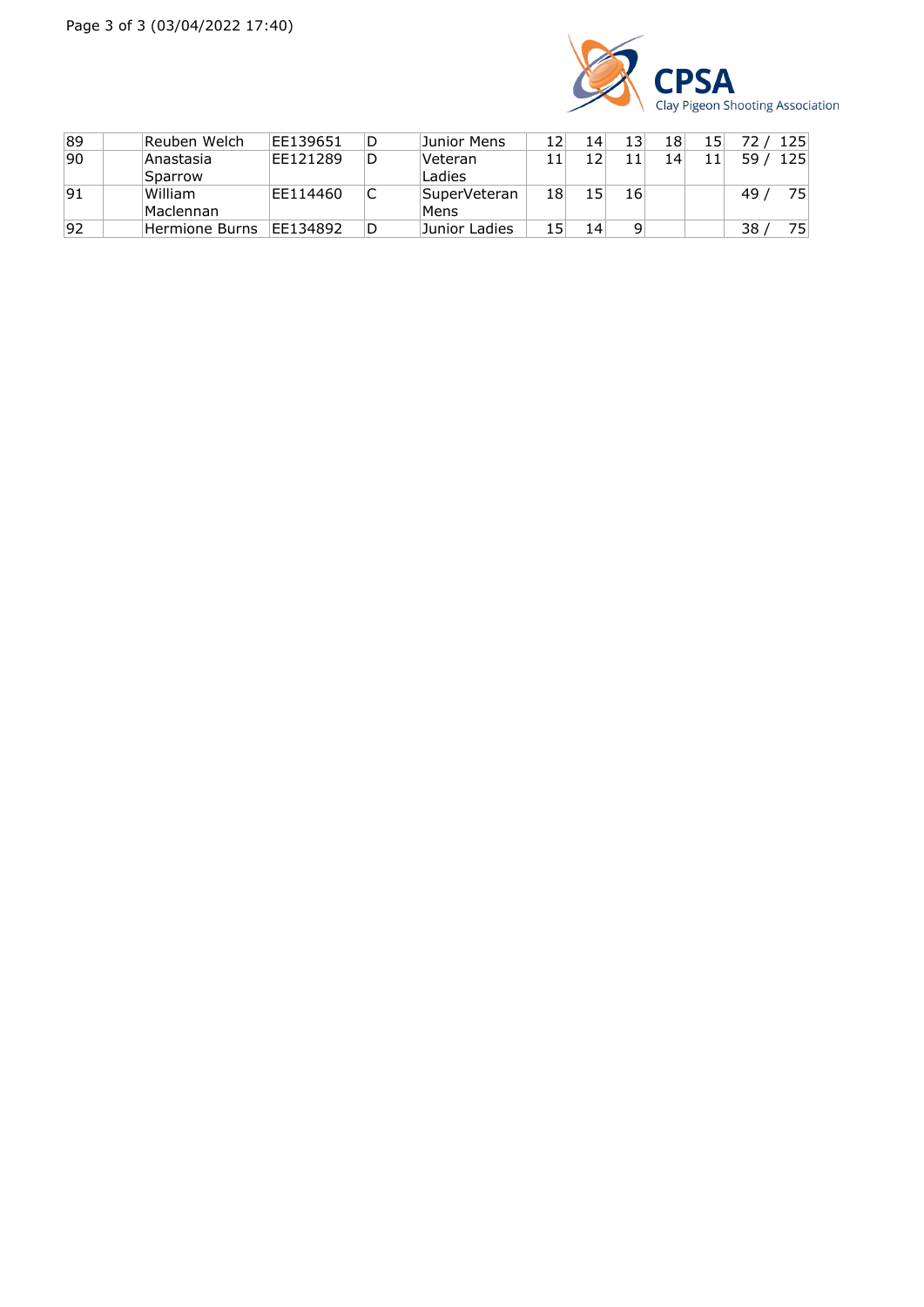| | | | | | | | | | | | |
|---|---|---|---|---|---|---|---|---|---|---|---|
| 89 | | Reuben Welch | EE139651 | D | Junior Mens | 12 | 14 | 13 | 18 | 15 | 72 / 125 |
| 90 | | Anastasia Sparrow | EE121289 | D | Veteran Ladies | 11 | 12 | 11 | 14 | 11 | 59 / 125 |
| 91 | | William Maclennan | EE114460 | C | SuperVeteran Mens | 18 | 15 | 16 | | | 49 / 75 |
| 92 | | Hermione Burns | EE134892 | D | Junior Ladies | 15 | 14 | 9 | | | 38 / 75 |